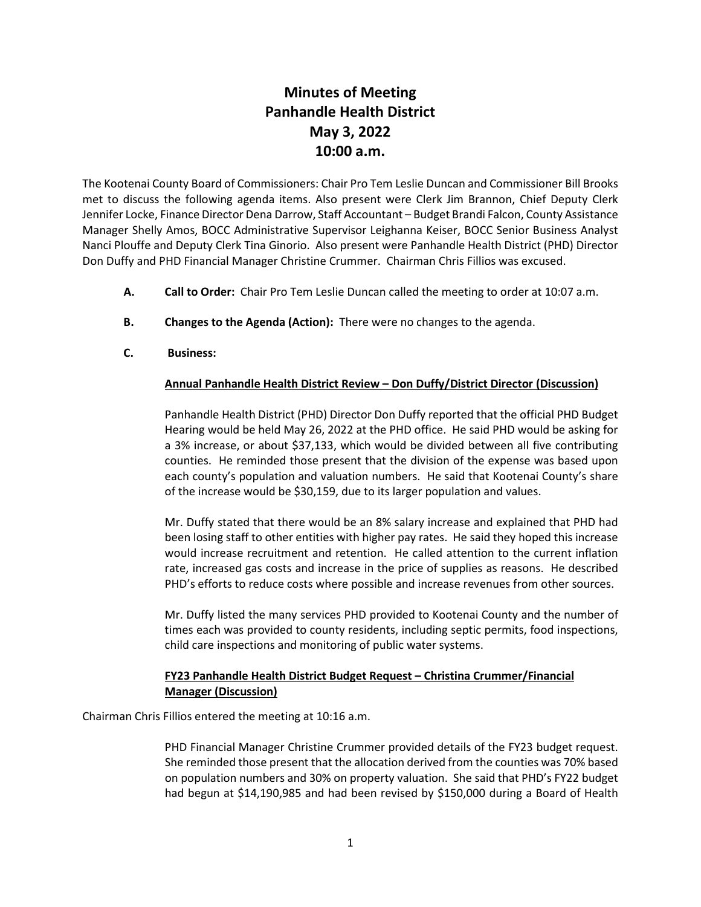# Minutes of Meeting
# Panhandle Health District
# May 3, 2022
# 10:00 a.m.

The Kootenai County Board of Commissioners: Chair Pro Tem Leslie Duncan and Commissioner Bill Brooks met to discuss the following agenda items. Also present were Clerk Jim Brannon, Chief Deputy Clerk Jennifer Locke, Finance Director Dena Darrow, Staff Accountant – Budget Brandi Falcon, County Assistance Manager Shelly Amos, BOCC Administrative Supervisor Leighanna Keiser, BOCC Senior Business Analyst Nanci Plouffe and Deputy Clerk Tina Ginorio. Also present were Panhandle Health District (PHD) Director Don Duffy and PHD Financial Manager Christine Crummer. Chairman Chris Fillios was excused.

**A. Call to Order:** Chair Pro Tem Leslie Duncan called the meeting to order at 10:07 a.m.

**B. Changes to the Agenda (Action):** There were no changes to the agenda.

**C. Business:**

**Annual Panhandle Health District Review – Don Duffy/District Director (Discussion)**

Panhandle Health District (PHD) Director Don Duffy reported that the official PHD Budget Hearing would be held May 26, 2022 at the PHD office. He said PHD would be asking for a 3% increase, or about $37,133, which would be divided between all five contributing counties. He reminded those present that the division of the expense was based upon each county's population and valuation numbers. He said that Kootenai County's share of the increase would be $30,159, due to its larger population and values.

Mr. Duffy stated that there would be an 8% salary increase and explained that PHD had been losing staff to other entities with higher pay rates. He said they hoped this increase would increase recruitment and retention. He called attention to the current inflation rate, increased gas costs and increase in the price of supplies as reasons. He described PHD's efforts to reduce costs where possible and increase revenues from other sources.

Mr. Duffy listed the many services PHD provided to Kootenai County and the number of times each was provided to county residents, including septic permits, food inspections, child care inspections and monitoring of public water systems.

**FY23 Panhandle Health District Budget Request – Christina Crummer/Financial Manager (Discussion)**

Chairman Chris Fillios entered the meeting at 10:16 a.m.

PHD Financial Manager Christine Crummer provided details of the FY23 budget request. She reminded those present that the allocation derived from the counties was 70% based on population numbers and 30% on property valuation. She said that PHD's FY22 budget had begun at $14,190,985 and had been revised by $150,000 during a Board of Health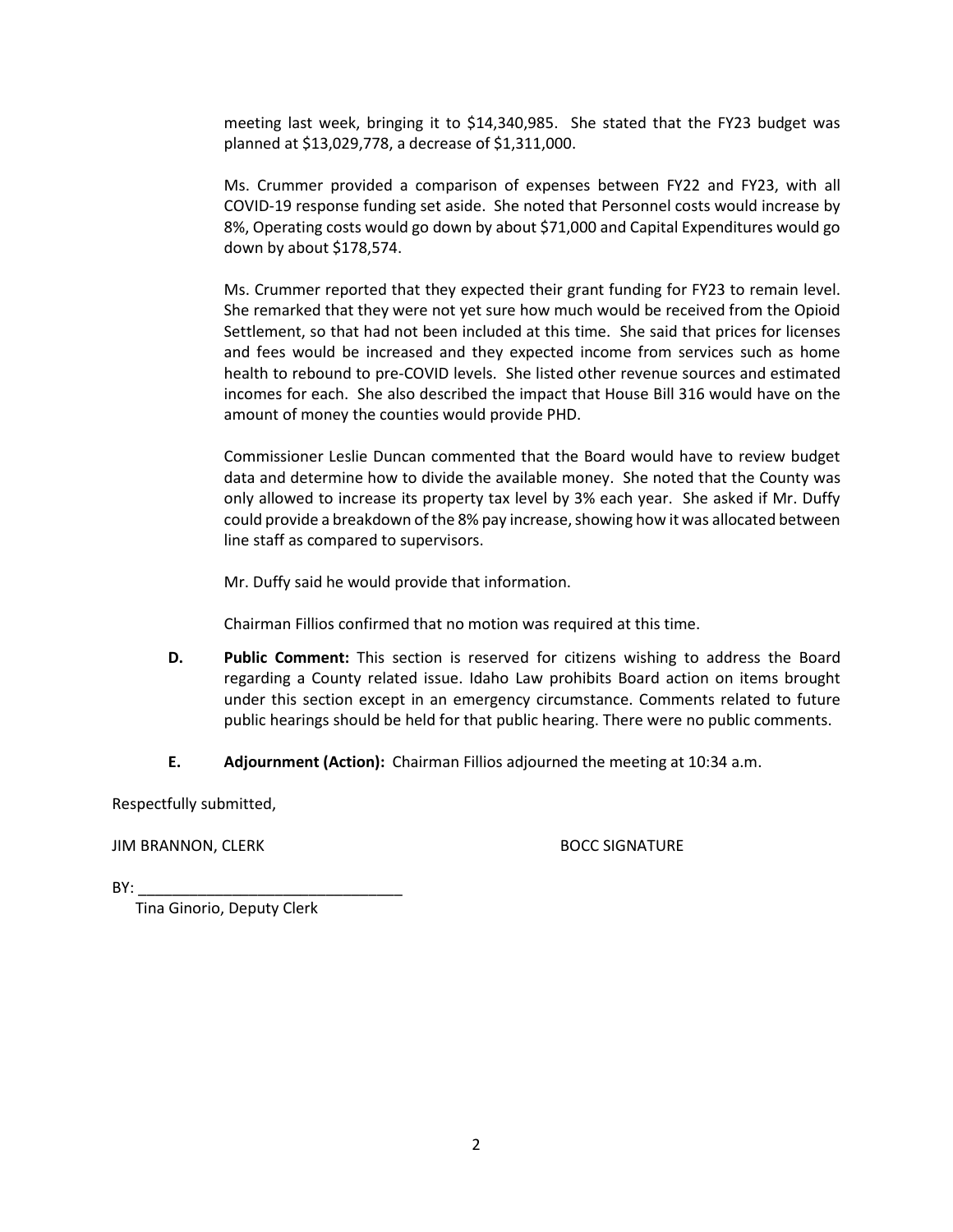meeting last week, bringing it to $14,340,985. She stated that the FY23 budget was planned at $13,029,778, a decrease of $1,311,000.

Ms. Crummer provided a comparison of expenses between FY22 and FY23, with all COVID-19 response funding set aside. She noted that Personnel costs would increase by 8%, Operating costs would go down by about $71,000 and Capital Expenditures would go down by about $178,574.

Ms. Crummer reported that they expected their grant funding for FY23 to remain level. She remarked that they were not yet sure how much would be received from the Opioid Settlement, so that had not been included at this time. She said that prices for licenses and fees would be increased and they expected income from services such as home health to rebound to pre-COVID levels. She listed other revenue sources and estimated incomes for each. She also described the impact that House Bill 316 would have on the amount of money the counties would provide PHD.

Commissioner Leslie Duncan commented that the Board would have to review budget data and determine how to divide the available money. She noted that the County was only allowed to increase its property tax level by 3% each year. She asked if Mr. Duffy could provide a breakdown of the 8% pay increase, showing how it was allocated between line staff as compared to supervisors.

Mr. Duffy said he would provide that information.

Chairman Fillios confirmed that no motion was required at this time.

**D. Public Comment:** This section is reserved for citizens wishing to address the Board regarding a County related issue. Idaho Law prohibits Board action on items brought under this section except in an emergency circumstance. Comments related to future public hearings should be held for that public hearing. There were no public comments.

**E. Adjournment (Action):** Chairman Fillios adjourned the meeting at 10:34 a.m.

Respectfully submitted,

JIM BRANNON, CLERK BOCC SIGNATURE

BY: _______________________________

Tina Ginorio, Deputy Clerk